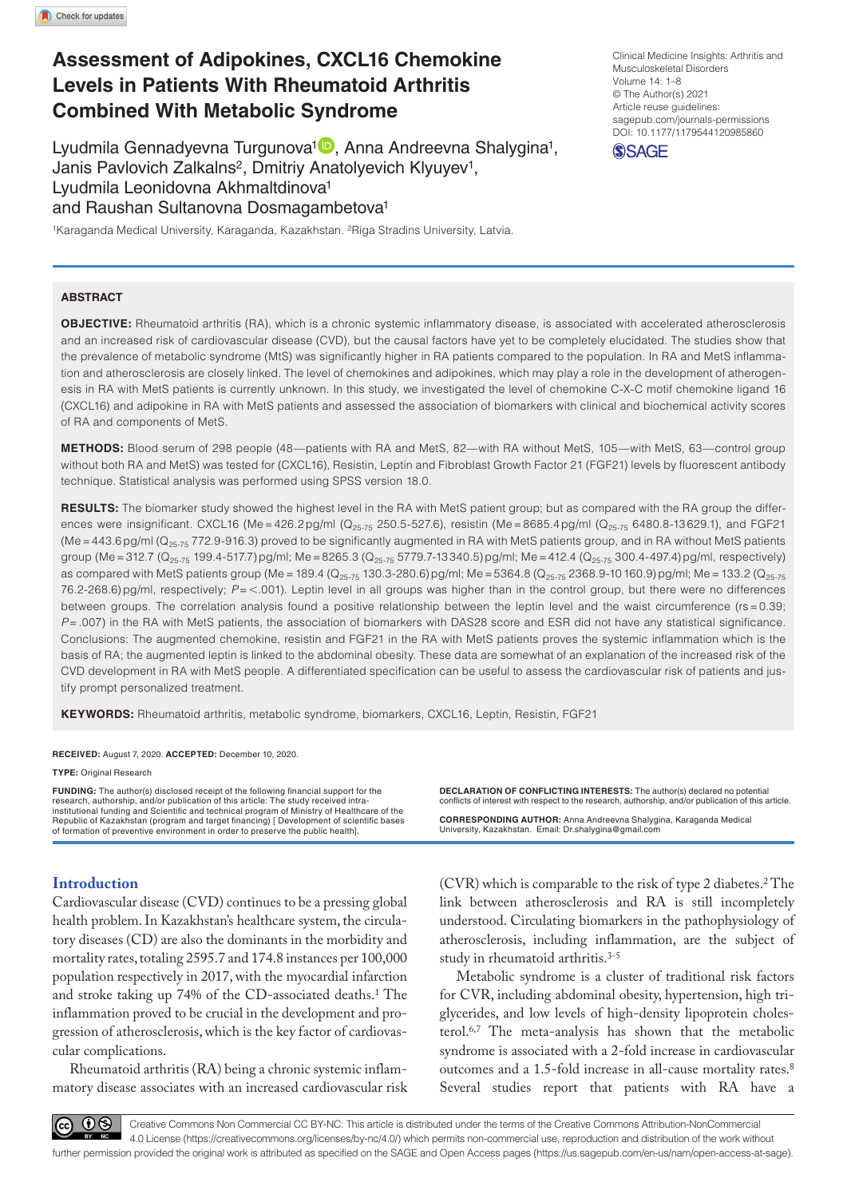# Assessment of Adipokines, CXCL16 Chemokine Levels in Patients With Rheumatoid Arthritis Combined With Metabolic Syndrome

Lyudmila Gennadyevna Turgunova[1], Anna Andreevna Shalygina[1], Janis Pavlovich Zalkalns[2], Dmitriy Anatolyevich Klyuyev[1], Lyudmila Leonidovna Akhmaltdinova[1] and Raushan Sultanovna Dosmagambetova[1]

[1]Karaganda Medical University, Karaganda, Kazakhstan. [2]Riga Stradins University, Latvia.

Clinical Medicine Insights: Arthritis and Musculoskeletal Disorders
Volume 14: 1–8
© The Author(s) 2021
Article reuse guidelines: sagepub.com/journals-permissions
DOI: 10.1177/1179544120985860

## ABSTRACT

**OBJECTIVE:** Rheumatoid arthritis (RA), which is a chronic systemic inflammatory disease, is associated with accelerated atherosclerosis and an increased risk of cardiovascular disease (CVD), but the causal factors have yet to be completely elucidated. The studies show that the prevalence of metabolic syndrome (MtS) was significantly higher in RA patients compared to the population. In RA and MetS inflammation and atherosclerosis are closely linked. The level of chemokines and adipokines, which may play a role in the development of atherogenesis in RA with MetS patients is currently unknown. In this study, we investigated the level of chemokine C-X-C motif chemokine ligand 16 (CXCL16) and adipokine in RA with MetS patients and assessed the association of biomarkers with clinical and biochemical activity scores of RA and components of MetS.

**METHODS:** Blood serum of 298 people (48—patients with RA and MetS, 82—with RA without MetS, 105—with MetS, 63—control group without both RA and MetS) was tested for (CXCL16), Resistin, Leptin and Fibroblast Growth Factor 21 (FGF21) levels by fluorescent antibody technique. Statistical analysis was performed using SPSS version 18.0.

**RESULTS:** The biomarker study showed the highest level in the RA with MetS patient group; but as compared with the RA group the differences were insignificant. CXCL16 (Me = 426.2 pg/ml ($Q_{25\text{-}75}$ 250.5-527.6), resistin (Me = 8685.4 pg/ml ($Q_{25\text{-}75}$ 6480.8-13 629.1), and FGF21 (Me = 443.6 pg/ml ($Q_{25\text{-}75}$ 772.9-916.3) proved to be significantly augmented in RA with MetS patients group, and in RA without MetS patients group (Me = 312.7 ($Q_{25\text{-}75}$ 199.4-517.7) pg/ml; Me = 8265.3 ($Q_{25\text{-}75}$ 5779.7-13 340.5) pg/ml; Me = 412.4 ($Q_{25\text{-}75}$ 300.4-497.4) pg/ml, respectively) as compared with MetS patients group (Me = 189.4 ($Q_{25\text{-}75}$ 130.3-280.6) pg/ml; Me = 5364.8 ($Q_{25\text{-}75}$ 2368.9-10 160.9) pg/ml; Me = 133.2 ($Q_{25\text{-}75}$ 76.2-268.6) pg/ml, respectively; $P$ = <.001). Leptin level in all groups was higher than in the control group, but there were no differences between groups. The correlation analysis found a positive relationship between the leptin level and the waist circumference (rs = 0.39; $P$ = .007) in the RA with MetS patients, the association of biomarkers with DAS28 score and ESR did not have any statistical significance. Conclusions: The augmented chemokine, resistin and FGF21 in the RA with MetS patients proves the systemic inflammation which is the basis of RA; the augmented leptin is linked to the abdominal obesity. These data are somewhat of an explanation of the increased risk of the CVD development in RA with MetS people. A differentiated specification can be useful to assess the cardiovascular risk of patients and justify prompt personalized treatment.

**KEYWORDS:** Rheumatoid arthritis, metabolic syndrome, biomarkers, CXCL16, Leptin, Resistin, FGF21

**RECEIVED:** August 7, 2020. **ACCEPTED:** December 10, 2020.

**TYPE:** Original Research

**FUNDING:** The author(s) disclosed receipt of the following financial support for the research, authorship, and/or publication of this article: The study received intra-institutional funding and Scientific and technical program of Ministry of Healthcare of the Republic of Kazakhstan (program and target financing) [ Development of scientific bases of formation of preventive environment in order to preserve the public health].

**DECLARATION OF CONFLICTING INTERESTS:** The author(s) declared no potential conflicts of interest with respect to the research, authorship, and/or publication of this article.

**CORRESPONDING AUTHOR:** Anna Andreevna Shalygina, Karaganda Medical University, Kazakhstan. Email: Dr.shalygina@gmail.com

## Introduction

Cardiovascular disease (CVD) continues to be a pressing global health problem. In Kazakhstan's healthcare system, the circulatory diseases (CD) are also the dominants in the morbidity and mortality rates, totaling 2595.7 and 174.8 instances per 100,000 population respectively in 2017, with the myocardial infarction and stroke taking up 74% of the CD-associated deaths.[1] The inflammation proved to be crucial in the development and progression of atherosclerosis, which is the key factor of cardiovascular complications.

Rheumatoid arthritis (RA) being a chronic systemic inflammatory disease associates with an increased cardiovascular risk (CVR) which is comparable to the risk of type 2 diabetes.[2] The link between atherosclerosis and RA is still incompletely understood. Circulating biomarkers in the pathophysiology of atherosclerosis, including inflammation, are the subject of study in rheumatoid arthritis.[3-5]

Metabolic syndrome is a cluster of traditional risk factors for CVR, including abdominal obesity, hypertension, high triglycerides, and low levels of high-density lipoprotein cholesterol.[6,7] The meta-analysis has shown that the metabolic syndrome is associated with a 2-fold increase in cardiovascular outcomes and a 1.5-fold increase in all-cause mortality rates.[8] Several studies report that patients with RA have a

Creative Commons Non Commercial CC BY-NC: This article is distributed under the terms of the Creative Commons Attribution-NonCommercial 4.0 License (https://creativecommons.org/licenses/by-nc/4.0/) which permits non-commercial use, reproduction and distribution of the work without further permission provided the original work is attributed as specified on the SAGE and Open Access pages (https://us.sagepub.com/en-us/nam/open-access-at-sage).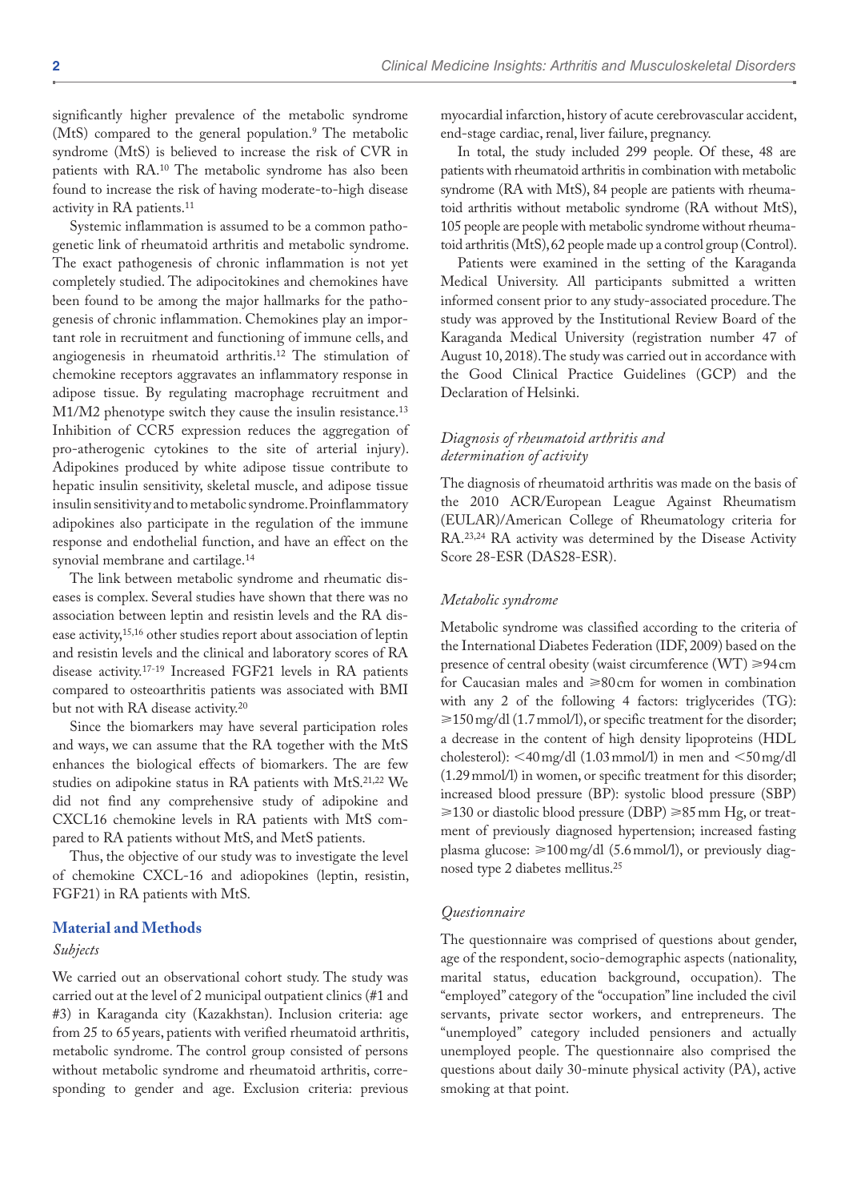significantly higher prevalence of the metabolic syndrome (MtS) compared to the general population.[9] The metabolic syndrome (MtS) is believed to increase the risk of CVR in patients with RA.[10] The metabolic syndrome has also been found to increase the risk of having moderate-to-high disease activity in RA patients.[11]

Systemic inflammation is assumed to be a common pathogenetic link of rheumatoid arthritis and metabolic syndrome. The exact pathogenesis of chronic inflammation is not yet completely studied. The adipocitokines and chemokines have been found to be among the major hallmarks for the pathogenesis of chronic inflammation. Chemokines play an important role in recruitment and functioning of immune cells, and angiogenesis in rheumatoid arthritis.[12] The stimulation of chemokine receptors aggravates an inflammatory response in adipose tissue. By regulating macrophage recruitment and M1/M2 phenotype switch they cause the insulin resistance.[13] Inhibition of CCR5 expression reduces the aggregation of pro-atherogenic cytokines to the site of arterial injury). Adipokines produced by white adipose tissue contribute to hepatic insulin sensitivity, skeletal muscle, and adipose tissue insulin sensitivity and to metabolic syndrome. Proinflammatory adipokines also participate in the regulation of the immune response and endothelial function, and have an effect on the synovial membrane and cartilage.[14]

The link between metabolic syndrome and rheumatic diseases is complex. Several studies have shown that there was no association between leptin and resistin levels and the RA disease activity,[15,16] other studies report about association of leptin and resistin levels and the clinical and laboratory scores of RA disease activity.[17-19] Increased FGF21 levels in RA patients compared to osteoarthritis patients was associated with BMI but not with RA disease activity.[20]

Since the biomarkers may have several participation roles and ways, we can assume that the RA together with the MtS enhances the biological effects of biomarkers. The are few studies on adipokine status in RA patients with MtS.[21,22] We did not find any comprehensive study of adipokine and CXCL16 chemokine levels in RA patients with MtS compared to RA patients without MtS, and MetS patients.

Thus, the objective of our study was to investigate the level of chemokine CXCL-16 and adiopokines (leptin, resistin, FGF21) in RA patients with MtS.

## Material and Methods

### *Subjects*

We carried out an observational cohort study. The study was carried out at the level of 2 municipal outpatient clinics (#1 and #3) in Karaganda city (Kazakhstan). Inclusion criteria: age from 25 to 65 years, patients with verified rheumatoid arthritis, metabolic syndrome. The control group consisted of persons without metabolic syndrome and rheumatoid arthritis, corresponding to gender and age. Exclusion criteria: previous myocardial infarction, history of acute cerebrovascular accident, end-stage cardiac, renal, liver failure, pregnancy.

In total, the study included 299 people. Of these, 48 are patients with rheumatoid arthritis in combination with metabolic syndrome (RA with MtS), 84 people are patients with rheumatoid arthritis without metabolic syndrome (RA without MtS), 105 people are people with metabolic syndrome without rheumatoid arthritis (MtS), 62 people made up a control group (Control).

Patients were examined in the setting of the Karaganda Medical University. All participants submitted a written informed consent prior to any study-associated procedure. The study was approved by the Institutional Review Board of the Karaganda Medical University (registration number 47 of August 10, 2018). The study was carried out in accordance with the Good Clinical Practice Guidelines (GCP) and the Declaration of Helsinki.

### *Diagnosis of rheumatoid arthritis and determination of activity*

The diagnosis of rheumatoid arthritis was made on the basis of the 2010 ACR/European League Against Rheumatism (EULAR)/American College of Rheumatology criteria for RA.[23,24] RA activity was determined by the Disease Activity Score 28-ESR (DAS28-ESR).

### *Metabolic syndrome*

Metabolic syndrome was classified according to the criteria of the International Diabetes Federation (IDF, 2009) based on the presence of central obesity (waist circumference (WT) ⩾94 cm for Caucasian males and ⩾80 cm for women in combination with any 2 of the following 4 factors: triglycerides (TG): ⩾150 mg/dl (1.7 mmol/l), or specific treatment for the disorder; a decrease in the content of high density lipoproteins (HDL cholesterol): <40 mg/dl (1.03 mmol/l) in men and <50 mg/dl (1.29 mmol/l) in women, or specific treatment for this disorder; increased blood pressure (BP): systolic blood pressure (SBP) ⩾130 or diastolic blood pressure (DBP) ⩾85 mm Hg, or treatment of previously diagnosed hypertension; increased fasting plasma glucose: ⩾100 mg/dl (5.6 mmol/l), or previously diagnosed type 2 diabetes mellitus.[25]

### *Questionnaire*

The questionnaire was comprised of questions about gender, age of the respondent, socio-demographic aspects (nationality, marital status, education background, occupation). The "employed" category of the "occupation" line included the civil servants, private sector workers, and entrepreneurs. The "unemployed" category included pensioners and actually unemployed people. The questionnaire also comprised the questions about daily 30-minute physical activity (PA), active smoking at that point.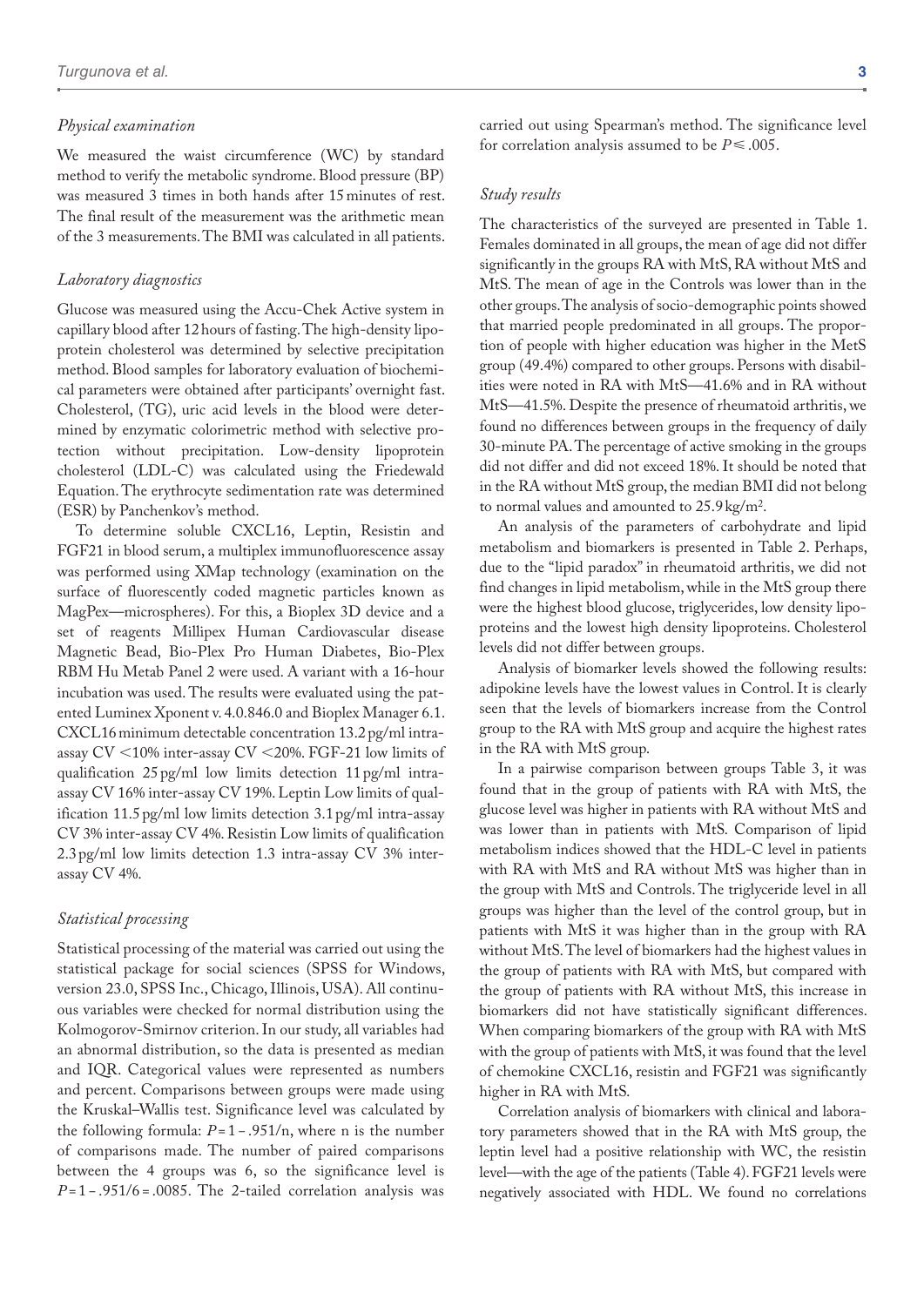### *Physical examination*

We measured the waist circumference (WC) by standard method to verify the metabolic syndrome. Blood pressure (BP) was measured 3 times in both hands after 15 minutes of rest. The final result of the measurement was the arithmetic mean of the 3 measurements. The BMI was calculated in all patients.

### *Laboratory diagnostics*

Glucose was measured using the Accu-Chek Active system in capillary blood after 12 hours of fasting. The high-density lipoprotein cholesterol was determined by selective precipitation method. Blood samples for laboratory evaluation of biochemical parameters were obtained after participants' overnight fast. Cholesterol, (TG), uric acid levels in the blood were determined by enzymatic colorimetric method with selective protection without precipitation. Low-density lipoprotein cholesterol (LDL-C) was calculated using the Friedewald Equation. The erythrocyte sedimentation rate was determined (ESR) by Panchenkov's method.

To determine soluble CXCL16, Leptin, Resistin and FGF21 in blood serum, a multiplex immunofluorescence assay was performed using XMap technology (examination on the surface of fluorescently coded magnetic particles known as MagPex—microspheres). For this, a Bioplex 3D device and a set of reagents Millipex Human Cardiovascular disease Magnetic Bead, Bio-Plex Pro Human Diabetes, Bio-Plex RBM Hu Metab Panel 2 were used. A variant with a 16-hour incubation was used. The results were evaluated using the patented Luminex Xponent v. 4.0.846.0 and Bioplex Manager 6.1. CXCL16 minimum detectable concentration 13.2 pg/ml intra-assay CV <10% inter-assay CV <20%. FGF-21 low limits of qualification 25 pg/ml low limits detection 11 pg/ml intra-assay CV 16% inter-assay CV 19%. Leptin Low limits of qualification 11.5 pg/ml low limits detection 3.1 pg/ml intra-assay CV 3% inter-assay CV 4%. Resistin Low limits of qualification 2.3 pg/ml low limits detection 1.3 intra-assay CV 3% inter-assay CV 4%.

### *Statistical processing*

Statistical processing of the material was carried out using the statistical package for social sciences (SPSS for Windows, version 23.0, SPSS Inc., Chicago, Illinois, USA). All continuous variables were checked for normal distribution using the Kolmogorov-Smirnov criterion. In our study, all variables had an abnormal distribution, so the data is presented as median and IQR. Categorical values were represented as numbers and percent. Comparisons between groups were made using the Kruskal–Wallis test. Significance level was calculated by the following formula: $P = 1 - .951/n$, where n is the number of comparisons made. The number of paired comparisons between the 4 groups was 6, so the significance level is $P = 1 - .951/6 = .0085$. The 2-tailed correlation analysis was carried out using Spearman's method. The significance level for correlation analysis assumed to be $P \leqslant .005$.

### *Study results*

The characteristics of the surveyed are presented in Table 1. Females dominated in all groups, the mean of age did not differ significantly in the groups RA with MtS, RA without MtS and MtS. The mean of age in the Controls was lower than in the other groups. The analysis of socio-demographic points showed that married people predominated in all groups. The proportion of people with higher education was higher in the MetS group (49.4%) compared to other groups. Persons with disabilities were noted in RA with MtS—41.6% and in RA without MtS—41.5%. Despite the presence of rheumatoid arthritis, we found no differences between groups in the frequency of daily 30-minute PA. The percentage of active smoking in the groups did not differ and did not exceed 18%. It should be noted that in the RA without MtS group, the median BMI did not belong to normal values and amounted to 25.9 kg/m$^2$.

An analysis of the parameters of carbohydrate and lipid metabolism and biomarkers is presented in Table 2. Perhaps, due to the "lipid paradox" in rheumatoid arthritis, we did not find changes in lipid metabolism, while in the MtS group there were the highest blood glucose, triglycerides, low density lipoproteins and the lowest high density lipoproteins. Cholesterol levels did not differ between groups.

Analysis of biomarker levels showed the following results: adipokine levels have the lowest values in Control. It is clearly seen that the levels of biomarkers increase from the Control group to the RA with MtS group and acquire the highest rates in the RA with MtS group.

In a pairwise comparison between groups Table 3, it was found that in the group of patients with RA with MtS, the glucose level was higher in patients with RA without MtS and was lower than in patients with MtS. Comparison of lipid metabolism indices showed that the HDL-C level in patients with RA with MtS and RA without MtS was higher than in the group with MtS and Controls. The triglyceride level in all groups was higher than the level of the control group, but in patients with MtS it was higher than in the group with RA without MtS. The level of biomarkers had the highest values in the group of patients with RA with MtS, but compared with the group of patients with RA without MtS, this increase in biomarkers did not have statistically significant differences. When comparing biomarkers of the group with RA with MtS with the group of patients with MtS, it was found that the level of chemokine CXCL16, resistin and FGF21 was significantly higher in RA with MtS.

Correlation analysis of biomarkers with clinical and laboratory parameters showed that in the RA with MtS group, the leptin level had a positive relationship with WC, the resistin level—with the age of the patients (Table 4). FGF21 levels were negatively associated with HDL. We found no correlations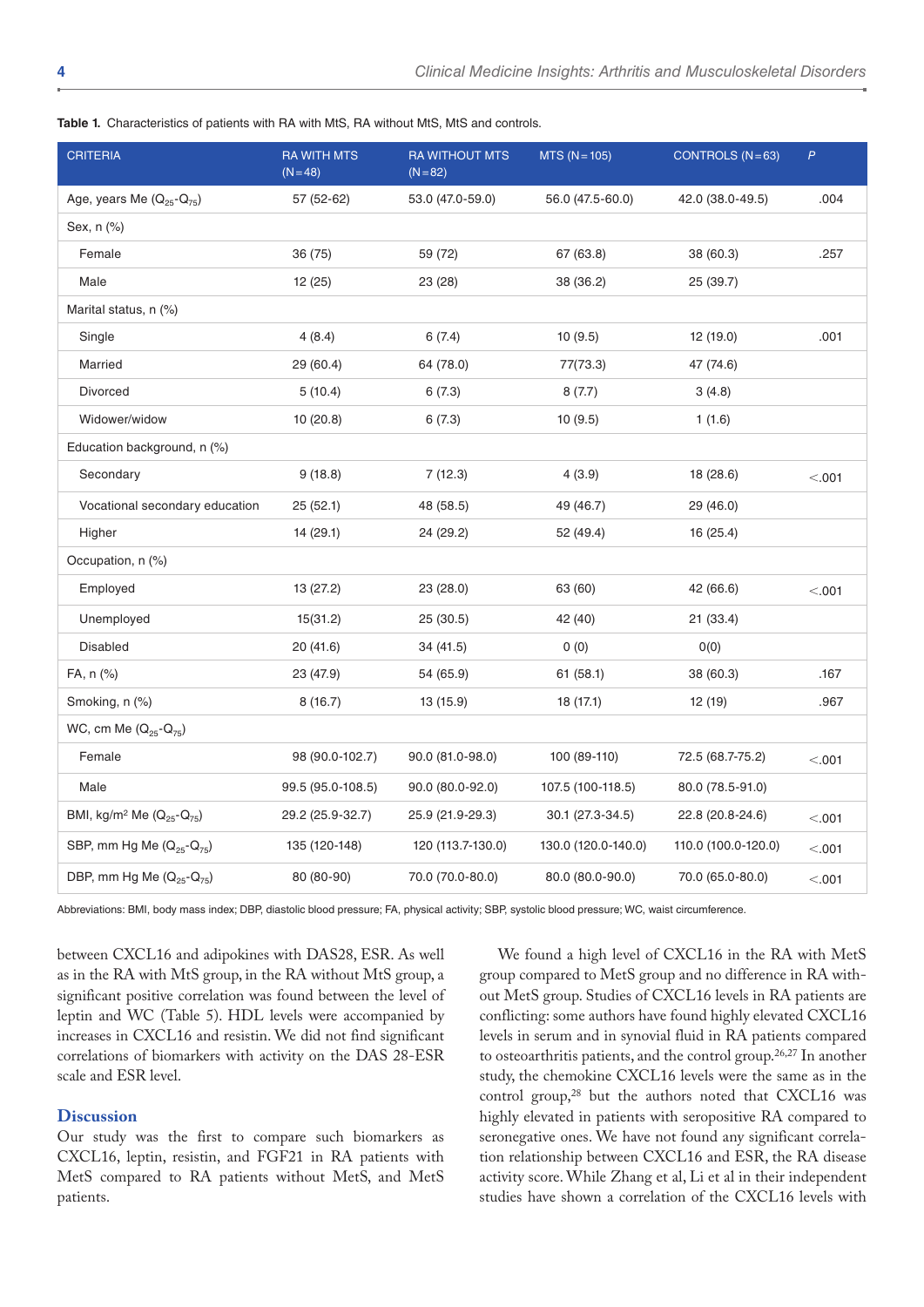**Table 1.** Characteristics of patients with RA with MtS, RA without MtS, MtS and controls.

| CRITERIA | RA WITH MTS (N = 48) | RA WITHOUT MTS (N = 82) | MTS (N = 105) | CONTROLS (N = 63) | *P* |
|---|---|---|---|---|---|
| Age, years Me ($Q_{25}$-$Q_{75}$) | 57 (52-62) | 53.0 (47.0-59.0) | 56.0 (47.5-60.0) | 42.0 (38.0-49.5) | .004 |
| Sex, n (%) | | | | | |
| Female | 36 (75) | 59 (72) | 67 (63.8) | 38 (60.3) | .257 |
| Male | 12 (25) | 23 (28) | 38 (36.2) | 25 (39.7) | |
| Marital status, n (%) | | | | | |
| Single | 4 (8.4) | 6 (7.4) | 10 (9.5) | 12 (19.0) | .001 |
| Married | 29 (60.4) | 64 (78.0) | 77(73.3) | 47 (74.6) | |
| Divorced | 5 (10.4) | 6 (7.3) | 8 (7.7) | 3 (4.8) | |
| Widower/widow | 10 (20.8) | 6 (7.3) | 10 (9.5) | 1 (1.6) | |
| Education background, n (%) | | | | | |
| Secondary | 9 (18.8) | 7 (12.3) | 4 (3.9) | 18 (28.6) | <.001 |
| Vocational secondary education | 25 (52.1) | 48 (58.5) | 49 (46.7) | 29 (46.0) | |
| Higher | 14 (29.1) | 24 (29.2) | 52 (49.4) | 16 (25.4) | |
| Occupation, n (%) | | | | | |
| Employed | 13 (27.2) | 23 (28.0) | 63 (60) | 42 (66.6) | <.001 |
| Unemployed | 15(31.2) | 25 (30.5) | 42 (40) | 21 (33.4) | |
| Disabled | 20 (41.6) | 34 (41.5) | 0 (0) | 0(0) | |
| FA, n (%) | 23 (47.9) | 54 (65.9) | 61 (58.1) | 38 (60.3) | .167 |
| Smoking, n (%) | 8 (16.7) | 13 (15.9) | 18 (17.1) | 12 (19) | .967 |
| WC, cm Me ($Q_{25}$-$Q_{75}$) | | | | | |
| Female | 98 (90.0-102.7) | 90.0 (81.0-98.0) | 100 (89-110) | 72.5 (68.7-75.2) | <.001 |
| Male | 99.5 (95.0-108.5) | 90.0 (80.0-92.0) | 107.5 (100-118.5) | 80.0 (78.5-91.0) | |
| BMI, kg/m$^2$ Me ($Q_{25}$-$Q_{75}$) | 29.2 (25.9-32.7) | 25.9 (21.9-29.3) | 30.1 (27.3-34.5) | 22.8 (20.8-24.6) | <.001 |
| SBP, mm Hg Me ($Q_{25}$-$Q_{75}$) | 135 (120-148) | 120 (113.7-130.0) | 130.0 (120.0-140.0) | 110.0 (100.0-120.0) | <.001 |
| DBP, mm Hg Me ($Q_{25}$-$Q_{75}$) | 80 (80-90) | 70.0 (70.0-80.0) | 80.0 (80.0-90.0) | 70.0 (65.0-80.0) | <.001 |

Abbreviations: BMI, body mass index; DBP, diastolic blood pressure; FA, physical activity; SBP, systolic blood pressure; WC, waist circumference.

between CXCL16 and adipokines with DAS28, ESR. As well as in the RA with MtS group, in the RA without MtS group, a significant positive correlation was found between the level of leptin and WC (Table 5). HDL levels were accompanied by increases in CXCL16 and resistin. We did not find significant correlations of biomarkers with activity on the DAS 28-ESR scale and ESR level.

## Discussion

Our study was the first to compare such biomarkers as CXCL16, leptin, resistin, and FGF21 in RA patients with MetS compared to RA patients without MetS, and MetS patients.

We found a high level of CXCL16 in the RA with MetS group compared to MetS group and no difference in RA without MetS group. Studies of CXCL16 levels in RA patients are conflicting: some authors have found highly elevated CXCL16 levels in serum and in synovial fluid in RA patients compared to osteoarthritis patients, and the control group.[26,27] In another study, the chemokine CXCL16 levels were the same as in the control group,[28] but the authors noted that CXCL16 was highly elevated in patients with seropositive RA compared to seronegative ones. We have not found any significant correlation relationship between CXCL16 and ESR, the RA disease activity score. While Zhang et al, Li et al in their independent studies have shown a correlation of the CXCL16 levels with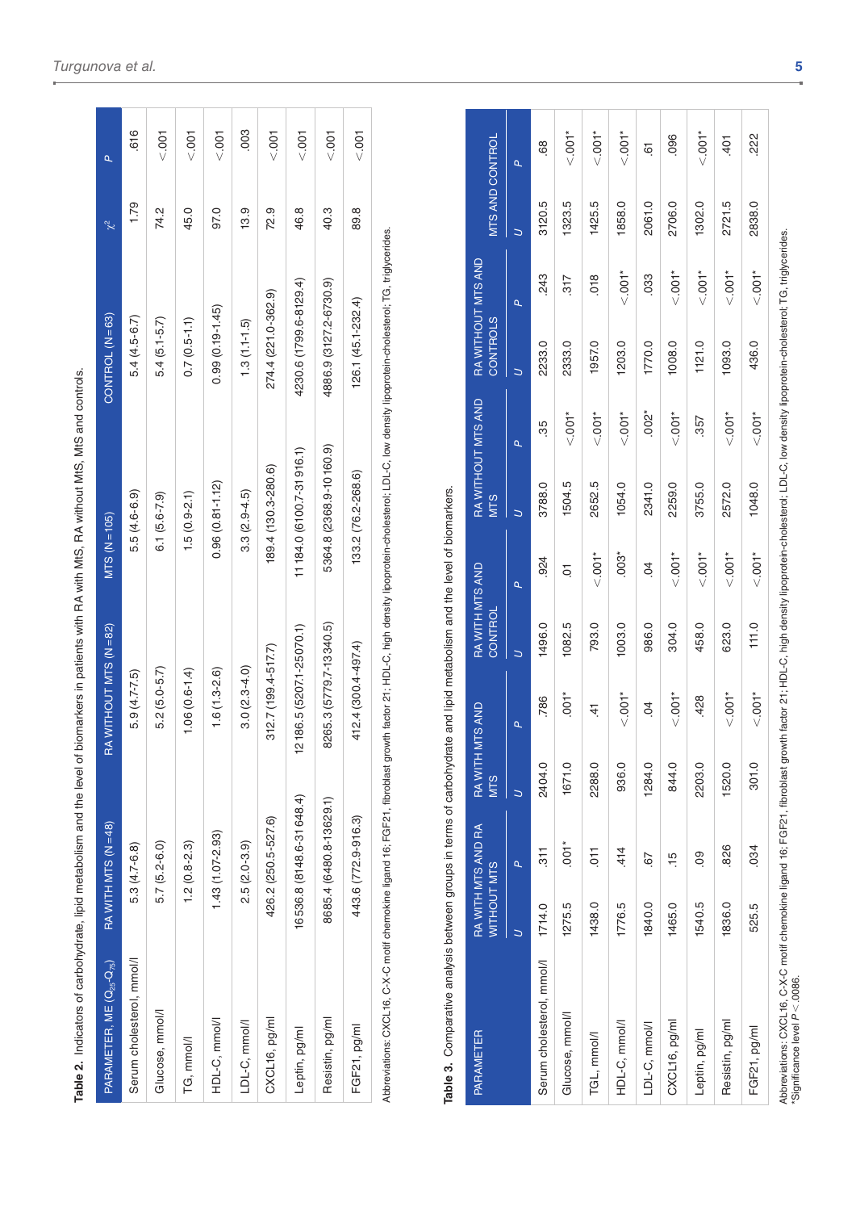**Table 2.** Indicators of carbohydrate, lipid metabolism and the level of biomarkers in patients with RA with MtS, RA without MtS, MtS and controls.

| PARAMETER, ME ($Q_{25}$-$Q_{75}$) | RA WITH MTS (N=48) | RA WITHOUT MTS (N=82) | MTS (N=105) | CONTROL (N=63) | $\chi^2$ | P |
|---|---|---|---|---|---|---|
| Serum cholesterol, mmol/l | 5.3 (4.7-6.8) | 5.9 (4.7-7.5) | 5.5 (4.6-6.9) | 5.4 (4.5-6.7) | 1.79 | .616 |
| Glucose, mmol/l | 5.7 (5.2-6.0) | 5.2 (5.0-5.7) | 6.1 (5.6-7.9) | 5.4 (5.1-5.7) | 74.2 | <.001 |
| TG, mmol/l | 1.2 (0.8-2.3) | 1.06 (0.6-1.4) | 1.5 (0.9-2.1) | 0.7 (0.5-1.1) | 45.0 | <.001 |
| HDL-C, mmol/l | 1.43 (1.07-2.93) | 1.6 (1.3-2.6) | 0.96 (0.81-1.12) | 0.99 (0.19-1.45) | 97.0 | <.001 |
| LDL-C, mmol/l | 2.5 (2.0-3.9) | 3.0 (2.3-4.0) | 3.3 (2.9-4.5) | 1.3 (1.1-1.5) | 13.9 | .003 |
| CXCL16, pg/ml | 426.2 (250.5-527.6) | 312.7 (199.4-517.7) | 189.4 (130.3-280.6) | 274.4 (221.0-362.9) | 72.9 | <.001 |
| Leptin, pg/ml | 16536.8 (8148.6-31648.4) | 12186.5 (5207.1-25070.1) | 11184.0 (6100.7-31916.1) | 4230.6 (1799.6-8129.4) | 46.8 | <.001 |
| Resistin, pg/ml | 8685.4 (6480.8-13629.1) | 8265.3 (5779.7-13340.5) | 5364.8 (2368.9-10160.9) | 4886.9 (3127.2-6730.9) | 40.3 | <.001 |
| FGF21, pg/ml | 443.6 (772.9-916.3) | 412.4 (300.4-497.4) | 133.2 (76.2-268.6) | 126.1 (45.1-232.4) | 89.8 | <.001 |

Abbreviations: CXCL16, C-X-C motif chemokine ligand 16; FGF21, fibroblast growth factor 21; HDL-C, high density lipoprotein-cholesterol; LDL-C, low density lipoprotein-cholesterol; TG, triglycerides.

**Table 3.** Comparative analysis between groups in terms of carbohydrate and lipid metabolism and the level of biomarkers.

| PARAMETER | RA WITH MTS AND RA WITHOUT MTS | | RA WITH MTS AND MTS | | RA WITH MTS AND CONTROL | | RA WITHOUT MTS AND MTS | | RA WITHOUT MTS AND CONTROLS | | MTS AND CONTROL | |
|---|---|---|---|---|---|---|---|---|---|---|---|---|
| | U | P | U | P | U | P | U | P | U | P | U | P |
| Serum cholesterol, mmol/l | 1714.0 | .311 | 2404.0 | .786 | 1496.0 | .924 | 3788.0 | .35 | 2233.0 | .243 | 3120.5 | .68 |
| Glucose, mmol/l | 1275.5 | .001* | 1671.0 | .001* | 1082.5 | .01 | 1504.5 | <.001* | 2333.0 | .317 | 1323.5 | <.001* |
| TGL, mmol/l | 1438.0 | .011 | 2288.0 | .41 | 793.0 | <.001* | 2652.5 | <.001* | 1957.0 | .018 | 1425.5 | <.001* |
| HDL-C, mmol/l | 1776.5 | .414 | 936.0 | <.001* | 1003.0 | .003* | 1054.0 | <.001* | 1203.0 | <.001* | 1858.0 | <.001* |
| LDL-C, mmol/l | 1840.0 | .67 | 1284.0 | .04 | 986.0 | .04 | 2341.0 | .002* | 1770.0 | .033 | 2061.0 | .61 |
| CXCL16, pg/ml | 1465.0 | .15 | 844.0 | <.001* | 304.0 | <.001* | 2259.0 | <.001* | 1008.0 | <.001* | 2706.0 | .096 |
| Leptin, pg/ml | 1540.5 | .09 | 2203.0 | .428 | 458.0 | <.001* | 3755.0 | .357 | 1121.0 | <.001* | 1302.0 | <.001* |
| Resistin, pg/ml | 1836.0 | .826 | 1520.0 | <.001* | 623.0 | <.001* | 2572.0 | <.001* | 1093.0 | <.001* | 2721.5 | .401 |
| FGF21, pg/ml | 525.5 | .034 | 301.0 | <.001* | 111.0 | <.001* | 1048.0 | <.001* | 436.0 | <.001* | 2838.0 | .222 |

Abbreviations: CXCL16, C-X-C motif chemokine ligand 16; FGF21, fibroblast growth factor 21; HDL-C, high density lipoprotein-cholesterol; LDL-C, low density lipoprotein-cholesterol; TG, triglycerides.
*Significance level $P<.0086$.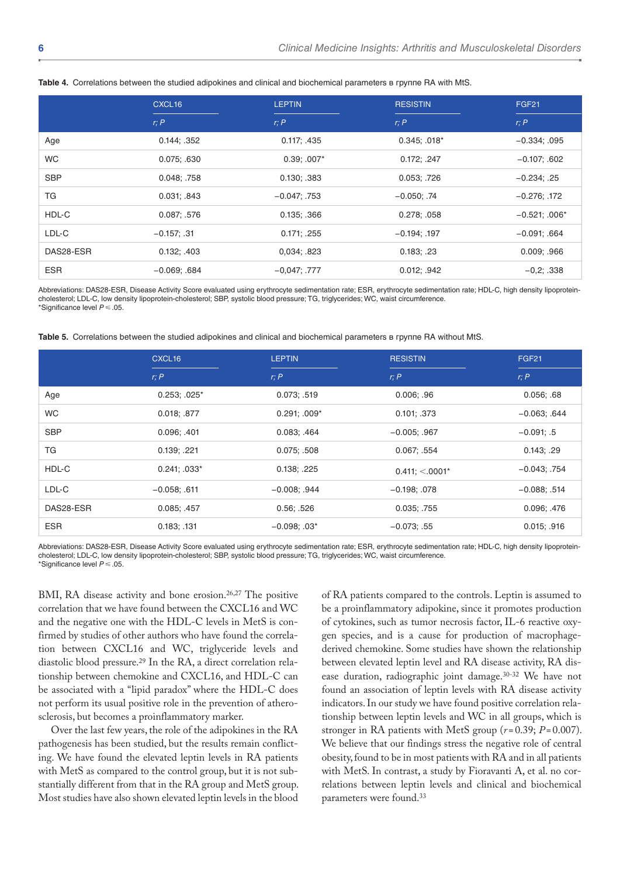**Table 4.** Correlations between the studied adipokines and clinical and biochemical parameters в группе RA with MtS.

| | CXCL16 | LEPTIN | RESISTIN | FGF21 |
|---|---|---|---|---|
| | *r; P* | *r; P* | *r; P* | *r; P* |
| Age | 0.144; .352 | 0.117; .435 | 0.345; .018* | −0.334; .095 |
| WC | 0.075; .630 | 0.39; .007* | 0.172; .247 | −0.107; .602 |
| SBP | 0.048; .758 | 0.130; .383 | 0.053; .726 | −0.234; .25 |
| TG | 0.031; .843 | −0.047; .753 | −0.050; .74 | −0.276; .172 |
| HDL-C | 0.087; .576 | 0.135; .366 | 0.278; .058 | −0.521; .006* |
| LDL-C | −0.157; .31 | 0.171; .255 | −0.194; .197 | −0.091; .664 |
| DAS28-ESR | 0.132; .403 | 0,034; .823 | 0.183; .23 | 0.009; .966 |
| ESR | −0.069; .684 | −0,047; .777 | 0.012; .942 | −0,2; .338 |

Abbreviations: DAS28-ESR, Disease Activity Score evaluated using erythrocyte sedimentation rate; ESR, erythrocyte sedimentation rate; HDL-C, high density lipoprotein-cholesterol; LDL-C, low density lipoprotein-cholesterol; SBP, systolic blood pressure; TG, triglycerides; WC, waist circumference.
*Significance level $P \leqslant .05$.

**Table 5.** Correlations between the studied adipokines and clinical and biochemical parameters в группе RA without MtS.

| | CXCL16 | LEPTIN | RESISTIN | FGF21 |
|---|---|---|---|---|
| | *r; P* | *r; P* | *r; P* | *r; P* |
| Age | 0.253; .025* | 0.073; .519 | 0.006; .96 | 0.056; .68 |
| WC | 0.018; .877 | 0.291; .009* | 0.101; .373 | −0.063; .644 |
| SBP | 0.096; .401 | 0.083; .464 | −0.005; .967 | −0.091; .5 |
| TG | 0.139; .221 | 0.075; .508 | 0.067; .554 | 0.143; .29 |
| HDL-C | 0.241; .033* | 0.138; .225 | 0.411; <.0001* | −0.043; .754 |
| LDL-C | −0.058; .611 | −0.008; .944 | −0.198; .078 | −0.088; .514 |
| DAS28-ESR | 0.085; .457 | 0.56; .526 | 0.035; .755 | 0.096; .476 |
| ESR | 0.183; .131 | −0.098; .03* | −0.073; .55 | 0.015; .916 |

Abbreviations: DAS28-ESR, Disease Activity Score evaluated using erythrocyte sedimentation rate; ESR, erythrocyte sedimentation rate; HDL-C, high density lipoprotein-cholesterol; LDL-C, low density lipoprotein-cholesterol; SBP, systolic blood pressure; TG, triglycerides; WC, waist circumference.
*Significance level $P \leqslant .05$.

BMI, RA disease activity and bone erosion.[26,27] The positive correlation that we have found between the CXCL16 and WC and the negative one with the HDL-C levels in MetS is confirmed by studies of other authors who have found the correlation between CXCL16 and WC, triglyceride levels and diastolic blood pressure.[29] In the RA, a direct correlation relationship between chemokine and CXCL16, and HDL-C can be associated with a "lipid paradox" where the HDL-C does not perform its usual positive role in the prevention of atherosclerosis, but becomes a proinflammatory marker.

Over the last few years, the role of the adipokines in the RA pathogenesis has been studied, but the results remain conflicting. We have found the elevated leptin levels in RA patients with MetS as compared to the control group, but it is not substantially different from that in the RA group and MetS group. Most studies have also shown elevated leptin levels in the blood of RA patients compared to the controls. Leptin is assumed to be a proinflammatory adipokine, since it promotes production of cytokines, such as tumor necrosis factor, IL-6 reactive oxygen species, and is a cause for production of macrophage-derived chemokine. Some studies have shown the relationship between elevated leptin level and RA disease activity, RA disease duration, radiographic joint damage.[30-32] We have not found an association of leptin levels with RA disease activity indicators. In our study we have found positive correlation relationship between leptin levels and WC in all groups, which is stronger in RA patients with MetS group ($r = 0.39$; $P = 0.007$). We believe that our findings stress the negative role of central obesity, found to be in most patients with RA and in all patients with MetS. In contrast, a study by Fioravanti A, et al. no correlations between leptin levels and clinical and biochemical parameters were found.[33]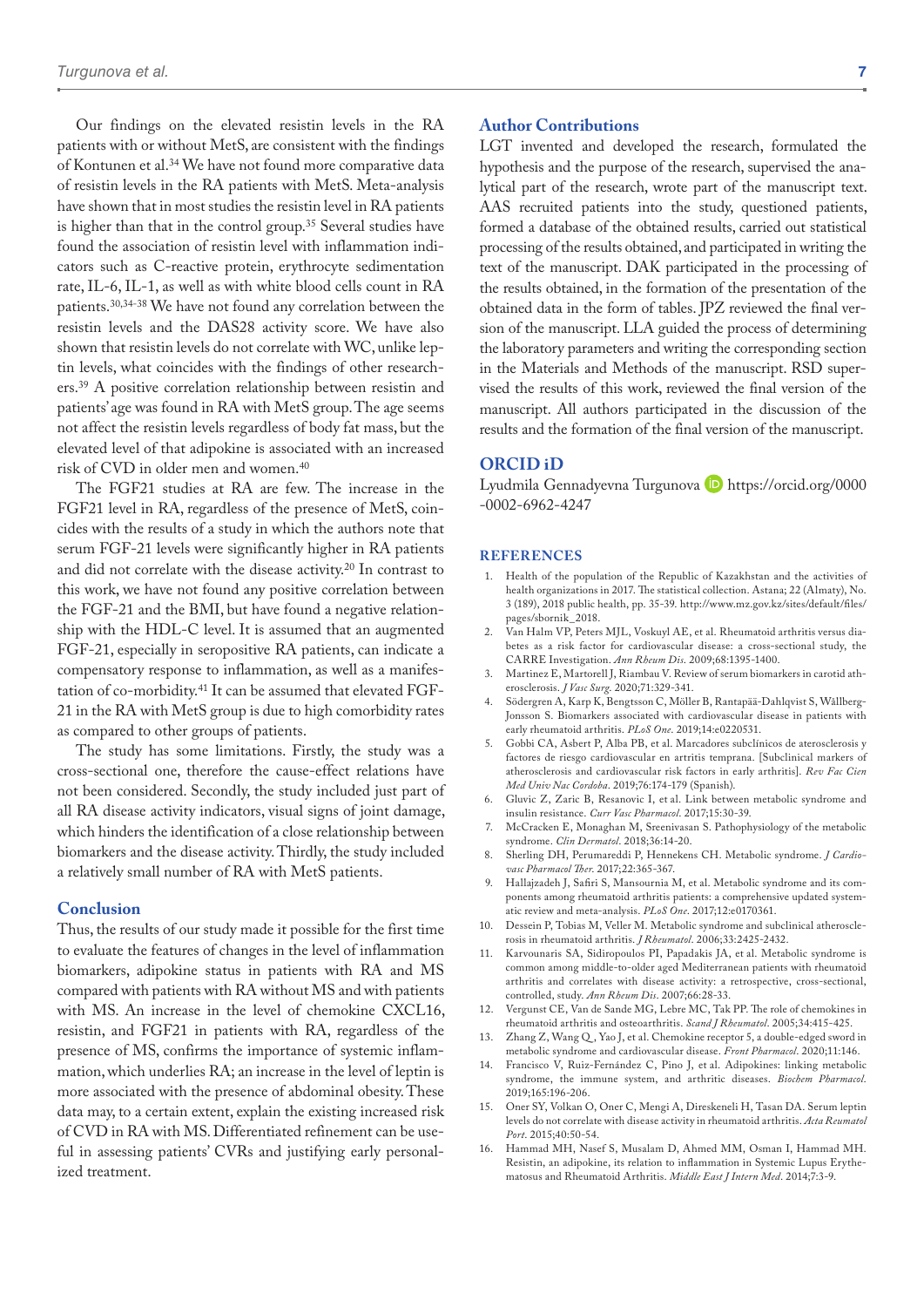Our findings on the elevated resistin levels in the RA patients with or without MetS, are consistent with the findings of Kontunen et al.[34] We have not found more comparative data of resistin levels in the RA patients with MetS. Meta-analysis have shown that in most studies the resistin level in RA patients is higher than that in the control group.[35] Several studies have found the association of resistin level with inflammation indicators such as C-reactive protein, erythrocyte sedimentation rate, IL-6, IL-1, as well as with white blood cells count in RA patients.[30,34-38] We have not found any correlation between the resistin levels and the DAS28 activity score. We have also shown that resistin levels do not correlate with WC, unlike leptin levels, what coincides with the findings of other researchers.[39] A positive correlation relationship between resistin and patients' age was found in RA with MetS group. The age seems not affect the resistin levels regardless of body fat mass, but the elevated level of that adipokine is associated with an increased risk of CVD in older men and women.[40]

The FGF21 studies at RA are few. The increase in the FGF21 level in RA, regardless of the presence of MetS, coincides with the results of a study in which the authors note that serum FGF-21 levels were significantly higher in RA patients and did not correlate with the disease activity.[20] In contrast to this work, we have not found any positive correlation between the FGF-21 and the BMI, but have found a negative relationship with the HDL-C level. It is assumed that an augmented FGF-21, especially in seropositive RA patients, can indicate a compensatory response to inflammation, as well as a manifestation of co-morbidity.[41] It can be assumed that elevated FGF-21 in the RA with MetS group is due to high comorbidity rates as compared to other groups of patients.

The study has some limitations. Firstly, the study was a cross-sectional one, therefore the cause-effect relations have not been considered. Secondly, the study included just part of all RA disease activity indicators, visual signs of joint damage, which hinders the identification of a close relationship between biomarkers and the disease activity. Thirdly, the study included a relatively small number of RA with MetS patients.

## Conclusion

Thus, the results of our study made it possible for the first time to evaluate the features of changes in the level of inflammation biomarkers, adipokine status in patients with RA and MS compared with patients with RA without MS and with patients with MS. An increase in the level of chemokine CXCL16, resistin, and FGF21 in patients with RA, regardless of the presence of MS, confirms the importance of systemic inflammation, which underlies RA; an increase in the level of leptin is more associated with the presence of abdominal obesity. These data may, to a certain extent, explain the existing increased risk of CVD in RA with MS. Differentiated refinement can be useful in assessing patients' CVRs and justifying early personalized treatment.

## Author Contributions

LGT invented and developed the research, formulated the hypothesis and the purpose of the research, supervised the analytical part of the research, wrote part of the manuscript text. AAS recruited patients into the study, questioned patients, formed a database of the obtained results, carried out statistical processing of the results obtained, and participated in writing the text of the manuscript. DAK participated in the processing of the results obtained, in the formation of the presentation of the obtained data in the form of tables. JPZ reviewed the final version of the manuscript. LLA guided the process of determining the laboratory parameters and writing the corresponding section in the Materials and Methods of the manuscript. RSD supervised the results of this work, reviewed the final version of the manuscript. All authors participated in the discussion of the results and the formation of the final version of the manuscript.

## ORCID iD

Lyudmila Gennadyevna Turgunova https://orcid.org/0000-0002-6962-4247

## REFERENCES

1. Health of the population of the Republic of Kazakhstan and the activities of health organizations in 2017. The statistical collection. Astana; 22 (Almaty), No. 3 (189), 2018 public health, pp. 35-39. http://www.mz.gov.kz/sites/default/files/pages/sbornik_2018.
2. Van Halm VP, Peters MJL, Voskuyl AE, et al. Rheumatoid arthritis versus diabetes as a risk factor for cardiovascular disease: a cross-sectional study, the CARRE Investigation. *Ann Rheum Dis*. 2009;68:1395-1400.
3. Martinez E, Martorell J, Riambau V. Review of serum biomarkers in carotid atherosclerosis. *J Vasc Surg*. 2020;71:329-341.
4. Södergren A, Karp K, Bengtsson C, Möller B, Rantapää-Dahlqvist S, Wållberg-Jonsson S. Biomarkers associated with cardiovascular disease in patients with early rheumatoid arthritis. *PLoS One*. 2019;14:e0220531.
5. Gobbi CA, Asbert P, Alba PB, et al. Marcadores subclínicos de aterosclerosis y factores de riesgo cardiovascular en artritis temprana. [Subclinical markers of atherosclerosis and cardiovascular risk factors in early arthritis]. *Rev Fac Cien Med Univ Nac Cordoba*. 2019;76:174-179 (Spanish).
6. Gluvic Z, Zaric B, Resanovic I, et al. Link between metabolic syndrome and insulin resistance. *Curr Vasc Pharmacol*. 2017;15:30-39.
7. McCracken E, Monaghan M, Sreenivasan S. Pathophysiology of the metabolic syndrome. *Clin Dermatol*. 2018;36:14-20.
8. Sherling DH, Perumareddi P, Hennekens CH. Metabolic syndrome. *J Cardiovasc Pharmacol Ther*. 2017;22:365-367.
9. Hallajzadeh J, Safiri S, Mansournia M, et al. Metabolic syndrome and its components among rheumatoid arthritis patients: a comprehensive updated systematic review and meta-analysis. *PLoS One*. 2017;12:e0170361.
10. Dessein P, Tobias M, Veller M. Metabolic syndrome and subclinical atherosclerosis in rheumatoid arthritis. *J Rheumatol*. 2006;33:2425-2432.
11. Karvounaris SA, Sidiropoulos PI, Papadakis JA, et al. Metabolic syndrome is common among middle-to-older aged Mediterranean patients with rheumatoid arthritis and correlates with disease activity: a retrospective, cross-sectional, controlled, study. *Ann Rheum Dis*. 2007;66:28-33.
12. Vergunst CE, Van de Sande MG, Lebre MC, Tak PP. The role of chemokines in rheumatoid arthritis and osteoarthritis. *Scand J Rheumatol*. 2005;34:415-425.
13. Zhang Z, Wang Q, Yao J, et al. Chemokine receptor 5, a double-edged sword in metabolic syndrome and cardiovascular disease. *Front Pharmacol*. 2020;11:146.
14. Francisco V, Ruiz-Fernández C, Pino J, et al. Adipokines: linking metabolic syndrome, the immune system, and arthritic diseases. *Biochem Pharmacol*. 2019;165:196-206.
15. Oner SY, Volkan O, Oner C, Mengi A, Direskeneli H, Tasan DA. Serum leptin levels do not correlate with disease activity in rheumatoid arthritis. *Acta Reumatol Port*. 2015;40:50-54.
16. Hammad MH, Nasef S, Musalam D, Ahmed MM, Osman I, Hammad MH. Resistin, an adipokine, its relation to inflammation in Systemic Lupus Erythematosus and Rheumatoid Arthritis. *Middle East J Intern Med*. 2014;7:3-9.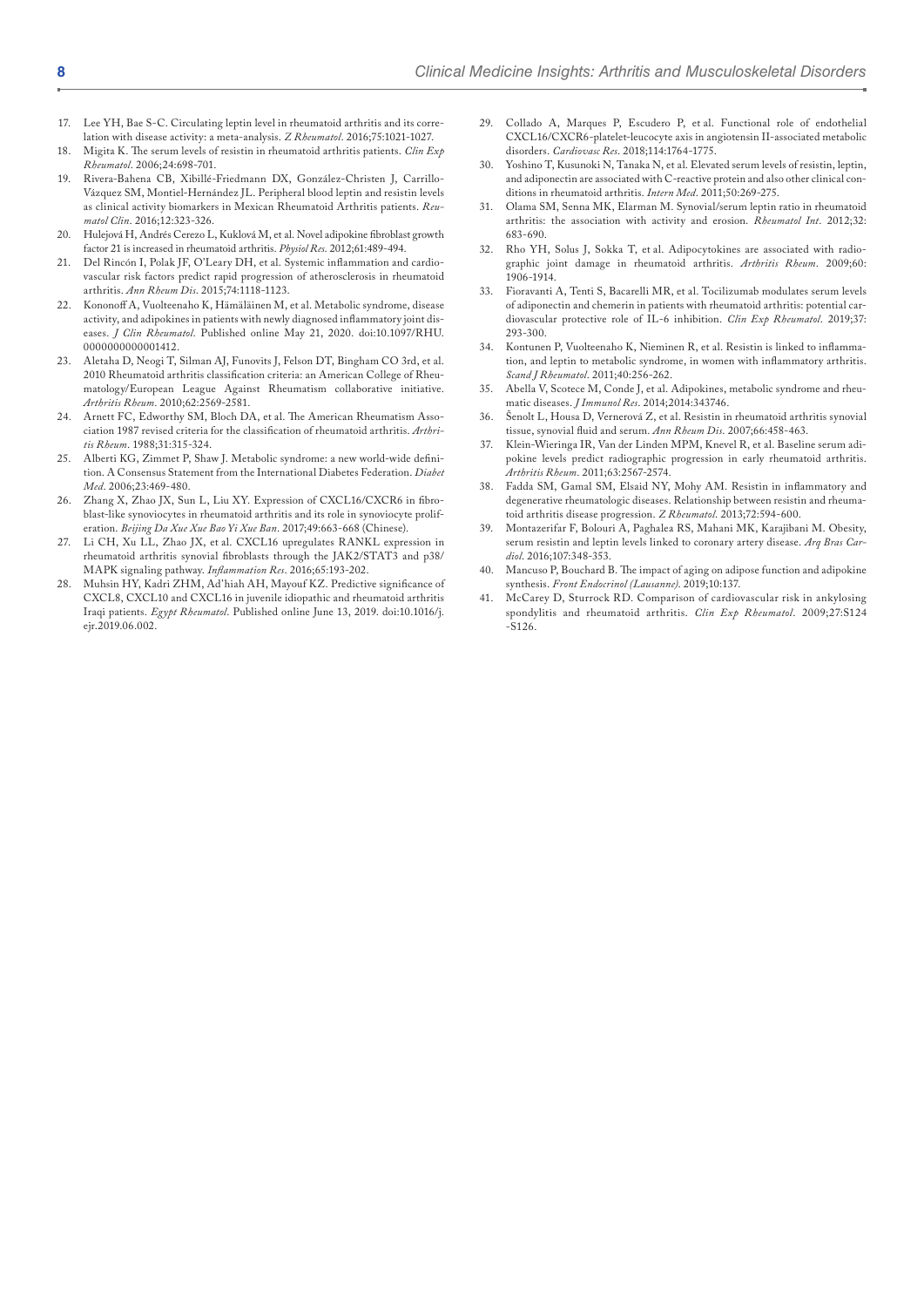17. Lee YH, Bae S-C. Circulating leptin level in rheumatoid arthritis and its correlation with disease activity: a meta-analysis. *Z Rheumatol*. 2016;75:1021-1027.
18. Migita K. The serum levels of resistin in rheumatoid arthritis patients. *Clin Exp Rheumatol*. 2006;24:698-701.
19. Rivera-Bahena CB, Xibillé-Friedmann DX, González-Christen J, Carrillo-Vázquez SM, Montiel-Hernández JL. Peripheral blood leptin and resistin levels as clinical activity biomarkers in Mexican Rheumatoid Arthritis patients. *Reumatol Clin*. 2016;12:323-326.
20. Hulejová H, Andrés Cerezo L, Kuklová M, et al. Novel adipokine fibroblast growth factor 21 is increased in rheumatoid arthritis. *Physiol Res*. 2012;61:489-494.
21. Del Rincón I, Polak JF, O'Leary DH, et al. Systemic inflammation and cardiovascular risk factors predict rapid progression of atherosclerosis in rheumatoid arthritis. *Ann Rheum Dis*. 2015;74:1118-1123.
22. Kononoff A, Vuolteenaho K, Hämäläinen M, et al. Metabolic syndrome, disease activity, and adipokines in patients with newly diagnosed inflammatory joint diseases. *J Clin Rheumatol*. Published online May 21, 2020. doi:10.1097/RHU.0000000000001412.
23. Aletaha D, Neogi T, Silman AJ, Funovits J, Felson DT, Bingham CO 3rd, et al. 2010 Rheumatoid arthritis classification criteria: an American College of Rheumatology/European League Against Rheumatism collaborative initiative. *Arthritis Rheum*. 2010;62:2569-2581.
24. Arnett FC, Edworthy SM, Bloch DA, et al. The American Rheumatism Association 1987 revised criteria for the classification of rheumatoid arthritis. *Arthritis Rheum*. 1988;31:315-324.
25. Alberti KG, Zimmet P, Shaw J. Metabolic syndrome: a new world-wide definition. A Consensus Statement from the International Diabetes Federation. *Diabet Med*. 2006;23:469-480.
26. Zhang X, Zhao JX, Sun L, Liu XY. Expression of CXCL16/CXCR6 in fibroblast-like synoviocytes in rheumatoid arthritis and its role in synoviocyte proliferation. *Beijing Da Xue Xue Bao Yi Xue Ban*. 2017;49:663-668 (Chinese).
27. Li CH, Xu LL, Zhao JX, et al. CXCL16 upregulates RANKL expression in rheumatoid arthritis synovial fibroblasts through the JAK2/STAT3 and p38/MAPK signaling pathway. *Inflammation Res*. 2016;65:193-202.
28. Muhsin HY, Kadri ZHM, Ad'hiah AH, Mayouf KZ. Predictive significance of CXCL8, CXCL10 and CXCL16 in juvenile idiopathic and rheumatoid arthritis Iraqi patients. *Egypt Rheumatol*. Published online June 13, 2019. doi:10.1016/j.ejr.2019.06.002.
29. Collado A, Marques P, Escudero P, et al. Functional role of endothelial CXCL16/CXCR6-platelet-leucocyte axis in angiotensin II-associated metabolic disorders. *Cardiovasc Res*. 2018;114:1764-1775.
30. Yoshino T, Kusunoki N, Tanaka N, et al. Elevated serum levels of resistin, leptin, and adiponectin are associated with C-reactive protein and also other clinical conditions in rheumatoid arthritis. *Intern Med*. 2011;50:269-275.
31. Olama SM, Senna MK, Elarman M. Synovial/serum leptin ratio in rheumatoid arthritis: the association with activity and erosion. *Rheumatol Int*. 2012;32:683-690.
32. Rho YH, Solus J, Sokka T, et al. Adipocytokines are associated with radiographic joint damage in rheumatoid arthritis. *Arthritis Rheum*. 2009;60:1906-1914.
33. Fioravanti A, Tenti S, Bacarelli MR, et al. Tocilizumab modulates serum levels of adiponectin and chemerin in patients with rheumatoid arthritis: potential cardiovascular protective role of IL-6 inhibition. *Clin Exp Rheumatol*. 2019;37:293-300.
34. Kontunen P, Vuolteenaho K, Nieminen R, et al. Resistin is linked to inflammation, and leptin to metabolic syndrome, in women with inflammatory arthritis. *Scand J Rheumatol*. 2011;40:256-262.
35. Abella V, Scotece M, Conde J, et al. Adipokines, metabolic syndrome and rheumatic diseases. *J Immunol Res*. 2014;2014:343746.
36. Šenolt L, Housa D, Vernerová Z, et al. Resistin in rheumatoid arthritis synovial tissue, synovial fluid and serum. *Ann Rheum Dis*. 2007;66:458-463.
37. Klein-Wieringa IR, Van der Linden MPM, Knevel R, et al. Baseline serum adipokine levels predict radiographic progression in early rheumatoid arthritis. *Arthritis Rheum*. 2011;63:2567-2574.
38. Fadda SM, Gamal SM, Elsaid NY, Mohy AM. Resistin in inflammatory and degenerative rheumatologic diseases. Relationship between resistin and rheumatoid arthritis disease progression. *Z Rheumatol*. 2013;72:594-600.
39. Montazerifar F, Bolouri A, Paghalea RS, Mahani MK, Karajibani M. Obesity, serum resistin and leptin levels linked to coronary artery disease. *Arq Bras Cardiol*. 2016;107:348-353.
40. Mancuso P, Bouchard B. The impact of aging on adipose function and adipokine synthesis. *Front Endocrinol (Lausanne)*. 2019;10:137.
41. McCarey D, Sturrock RD. Comparison of cardiovascular risk in ankylosing spondylitis and rheumatoid arthritis. *Clin Exp Rheumatol*. 2009;27:S124-S126.